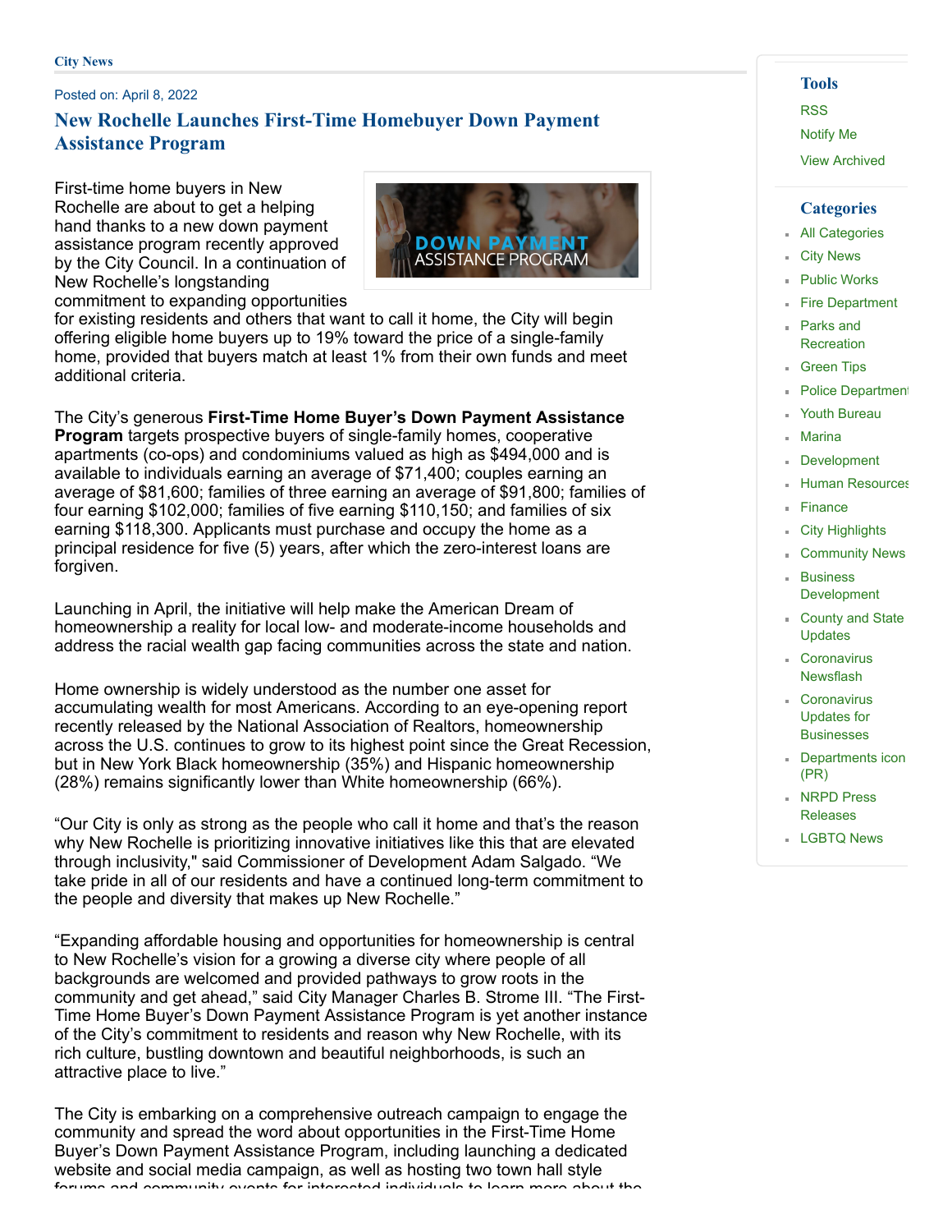City News

Posted on: April 8, 2022

# New Rochelle Launches First-Time Homebuyer Down Payment Assistance Program

First-time home buyers in New Rochelle are about to get a helping hand thanks to a new down payment assistance program recently approved by the City Council. In a continuation of New Rochelle's longstanding commitment to expanding opportunities for existing residents and others that want to call it home, the City will begin offering eligible home buyers up to 19% toward the price of a single-family home, provided that buyers match at least 1% from their own funds and meet additional criteria.

The City's generous **First-Time Home Buyer's Down Payment Assistance Program** targets prospective buyers of single-family homes, cooperative apartments (co-ops) and condominiums valued as high as $494,000 and is available to individuals earning an average of $71,400; couples earning an average of $81,600; families of three earning an average of $91,800; families of four earning $102,000; families of five earning $110,150; and families of six earning $118,300. Applicants must purchase and occupy the home as a principal residence for five (5) years, after which the zero-interest loans are forgiven.

Launching in April, the initiative will help make the American Dream of homeownership a reality for local low- and moderate-income households and address the racial wealth gap facing communities across the state and nation.

Home ownership is widely understood as the number one asset for accumulating wealth for most Americans. According to an eye-opening report recently released by the National Association of Realtors, homeownership across the U.S. continues to grow to its highest point since the Great Recession, but in New York Black homeownership (35%) and Hispanic homeownership (28%) remains significantly lower than White homeownership (66%).

"Our City is only as strong as the people who call it home and that's the reason why New Rochelle is prioritizing innovative initiatives like this that are elevated through inclusivity," said Commissioner of Development Adam Salgado. "We take pride in all of our residents and have a continued long-term commitment to the people and diversity that makes up New Rochelle."

"Expanding affordable housing and opportunities for homeownership is central to New Rochelle's vision for a growing a diverse city where people of all backgrounds are welcomed and provided pathways to grow roots in the community and get ahead," said City Manager Charles B. Strome III. "The First-Time Home Buyer's Down Payment Assistance Program is yet another instance of the City's commitment to residents and reason why New Rochelle, with its rich culture, bustling downtown and beautiful neighborhoods, is such an attractive place to live."

The City is embarking on a comprehensive outreach campaign to engage the community and spread the word about opportunities in the First-Time Home Buyer's Down Payment Assistance Program, including launching a dedicated website and social media campaign, as well as hosting two town hall style forums and community events for interested individuals to learn more about the

## Tools

- RSS
- Notify Me
- View Archived

## Categories

- All Categories
- City News
- Public Works
- Fire Department
- Parks and Recreation
- Green Tips
- Police Department
- Youth Bureau
- Marina
- Development
- Human Resources
- Finance
- City Highlights
- Community News
- Business Development
- County and State Updates
- Coronavirus Newsflash
- Coronavirus Updates for Businesses
- Departments icon (PR)
- NRPD Press Releases
- LGBTQ News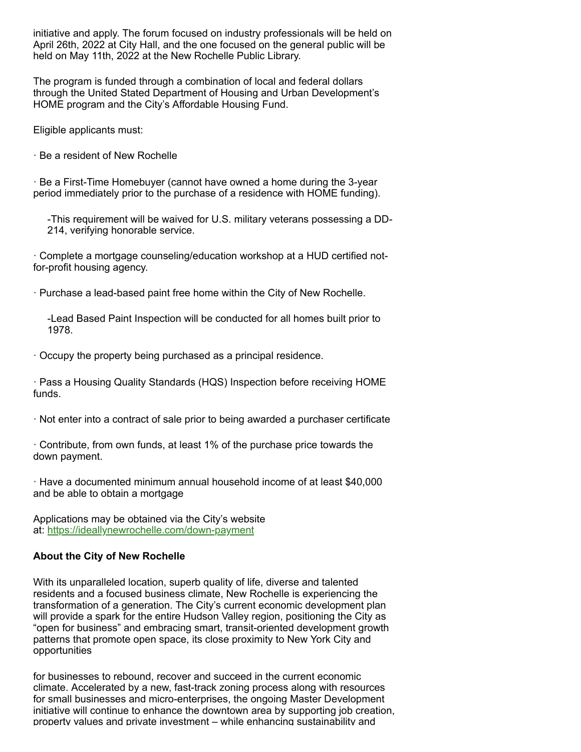initiative and apply. The forum focused on industry professionals will be held on April 26th, 2022 at City Hall, and the one focused on the general public will be held on May 11th, 2022 at the New Rochelle Public Library.

The program is funded through a combination of local and federal dollars through the United Stated Department of Housing and Urban Development's HOME program and the City's Affordable Housing Fund.

Eligible applicants must:

· Be a resident of New Rochelle

· Be a First-Time Homebuyer (cannot have owned a home during the 3-year period immediately prior to the purchase of a residence with HOME funding).

  -This requirement will be waived for U.S. military veterans possessing a DD-214, verifying honorable service.

· Complete a mortgage counseling/education workshop at a HUD certified not-for-profit housing agency.

· Purchase a lead-based paint free home within the City of New Rochelle.

  -Lead Based Paint Inspection will be conducted for all homes built prior to 1978.

· Occupy the property being purchased as a principal residence.

· Pass a Housing Quality Standards (HQS) Inspection before receiving HOME funds.

· Not enter into a contract of sale prior to being awarded a purchaser certificate

· Contribute, from own funds, at least 1% of the purchase price towards the down payment.

· Have a documented minimum annual household income of at least $40,000 and be able to obtain a mortgage

Applications may be obtained via the City's website at: https://ideallynewrochelle.com/down-payment

**About the City of New Rochelle**

With its unparalleled location, superb quality of life, diverse and talented residents and a focused business climate, New Rochelle is experiencing the transformation of a generation. The City's current economic development plan will provide a spark for the entire Hudson Valley region, positioning the City as "open for business" and embracing smart, transit-oriented development growth patterns that promote open space, its close proximity to New York City and opportunities

for businesses to rebound, recover and succeed in the current economic climate. Accelerated by a new, fast-track zoning process along with resources for small businesses and micro-enterprises, the ongoing Master Development initiative will continue to enhance the downtown area by supporting job creation, property values and private investment – while enhancing sustainability and